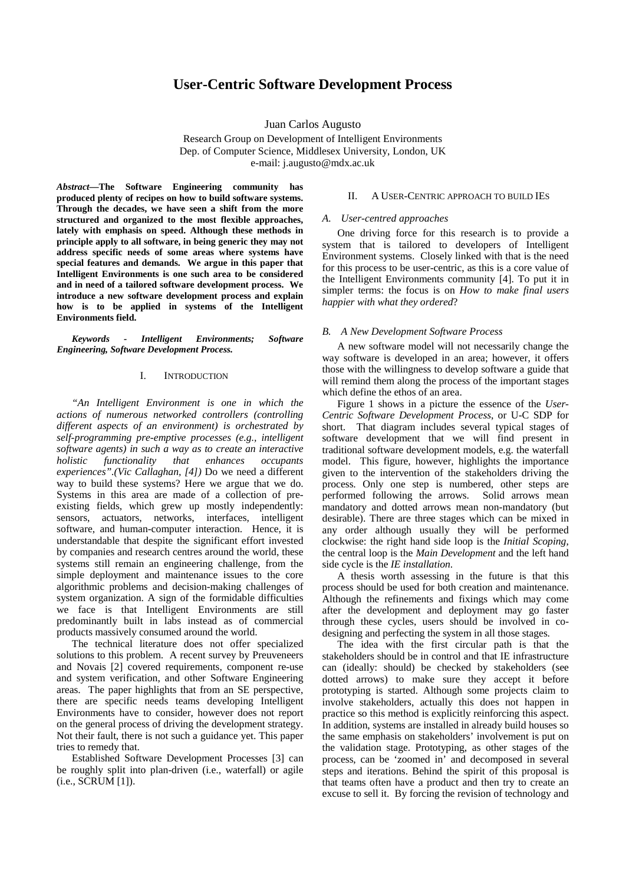# User-Centric Software Development Process

Juan Carlos Augusto

Research Group on Development of Intelligent Environments
Dep. of Computer Science, Middlesex University, London, UK
e-mail: j.augusto@mdx.ac.uk

***Abstract*—The Software Engineering community has produced plenty of recipes on how to build software systems. Through the decades, we have seen a shift from the more structured and organized to the most flexible approaches, lately with emphasis on speed. Although these methods in principle apply to all software, in being generic they may not address specific needs of some areas where systems have special features and demands. We argue in this paper that Intelligent Environments is one such area to be considered and in need of a tailored software development process. We introduce a new software development process and explain how is to be applied in systems of the Intelligent Environments field.**

***Keywords - Intelligent Environments; Software Engineering, Software Development Process.***

## I. Introduction

*"An Intelligent Environment is one in which the actions of numerous networked controllers (controlling different aspects of an environment) is orchestrated by self-programming pre-emptive processes (e.g., intelligent software agents) in such a way as to create an interactive holistic functionality that enhances occupants experiences".(Vic Callaghan, [4])* Do we need a different way to build these systems? Here we argue that we do. Systems in this area are made of a collection of pre-existing fields, which grew up mostly independently: sensors, actuators, networks, interfaces, intelligent software, and human-computer interaction. Hence, it is understandable that despite the significant effort invested by companies and research centres around the world, these systems still remain an engineering challenge, from the simple deployment and maintenance issues to the core algorithmic problems and decision-making challenges of system organization. A sign of the formidable difficulties we face is that Intelligent Environments are still predominantly built in labs instead as of commercial products massively consumed around the world.

The technical literature does not offer specialized solutions to this problem. A recent survey by Preuveneers and Novais [2] covered requirements, component re-use and system verification, and other Software Engineering areas. The paper highlights that from an SE perspective, there are specific needs teams developing Intelligent Environments have to consider, however does not report on the general process of driving the development strategy. Not their fault, there is not such a guidance yet. This paper tries to remedy that.

Established Software Development Processes [3] can be roughly split into plan-driven (i.e., waterfall) or agile (i.e., SCRUM [1]).

## II. A User-Centric approach to build IEs

### A. User-centred approaches

One driving force for this research is to provide a system that is tailored to developers of Intelligent Environment systems. Closely linked with that is the need for this process to be user-centric, as this is a core value of the Intelligent Environments community [4]. To put it in simpler terms: the focus is on *How to make final users happier with what they ordered*?

### B. A New Development Software Process

A new software model will not necessarily change the way software is developed in an area; however, it offers those with the willingness to develop software a guide that will remind them along the process of the important stages which define the ethos of an area.

Figure 1 shows in a picture the essence of the *User-Centric Software Development Process*, or U-C SDP for short. That diagram includes several typical stages of software development that we will find present in traditional software development models, e.g. the waterfall model. This figure, however, highlights the importance given to the intervention of the stakeholders driving the process. Only one step is numbered, other steps are performed following the arrows. Solid arrows mean mandatory and dotted arrows mean non-mandatory (but desirable). There are three stages which can be mixed in any order although usually they will be performed clockwise: the right hand side loop is the *Initial Scoping*, the central loop is the *Main Development* and the left hand side cycle is the *IE installation*.

A thesis worth assessing in the future is that this process should be used for both creation and maintenance. Although the refinements and fixings which may come after the development and deployment may go faster through these cycles, users should be involved in co-designing and perfecting the system in all those stages.

The idea with the first circular path is that the stakeholders should be in control and that IE infrastructure can (ideally: should) be checked by stakeholders (see dotted arrows) to make sure they accept it before prototyping is started. Although some projects claim to involve stakeholders, actually this does not happen in practice so this method is explicitly reinforcing this aspect. In addition, systems are installed in already build houses so the same emphasis on stakeholders' involvement is put on the validation stage. Prototyping, as other stages of the process, can be 'zoomed in' and decomposed in several steps and iterations. Behind the spirit of this proposal is that teams often have a product and then try to create an excuse to sell it. By forcing the revision of technology and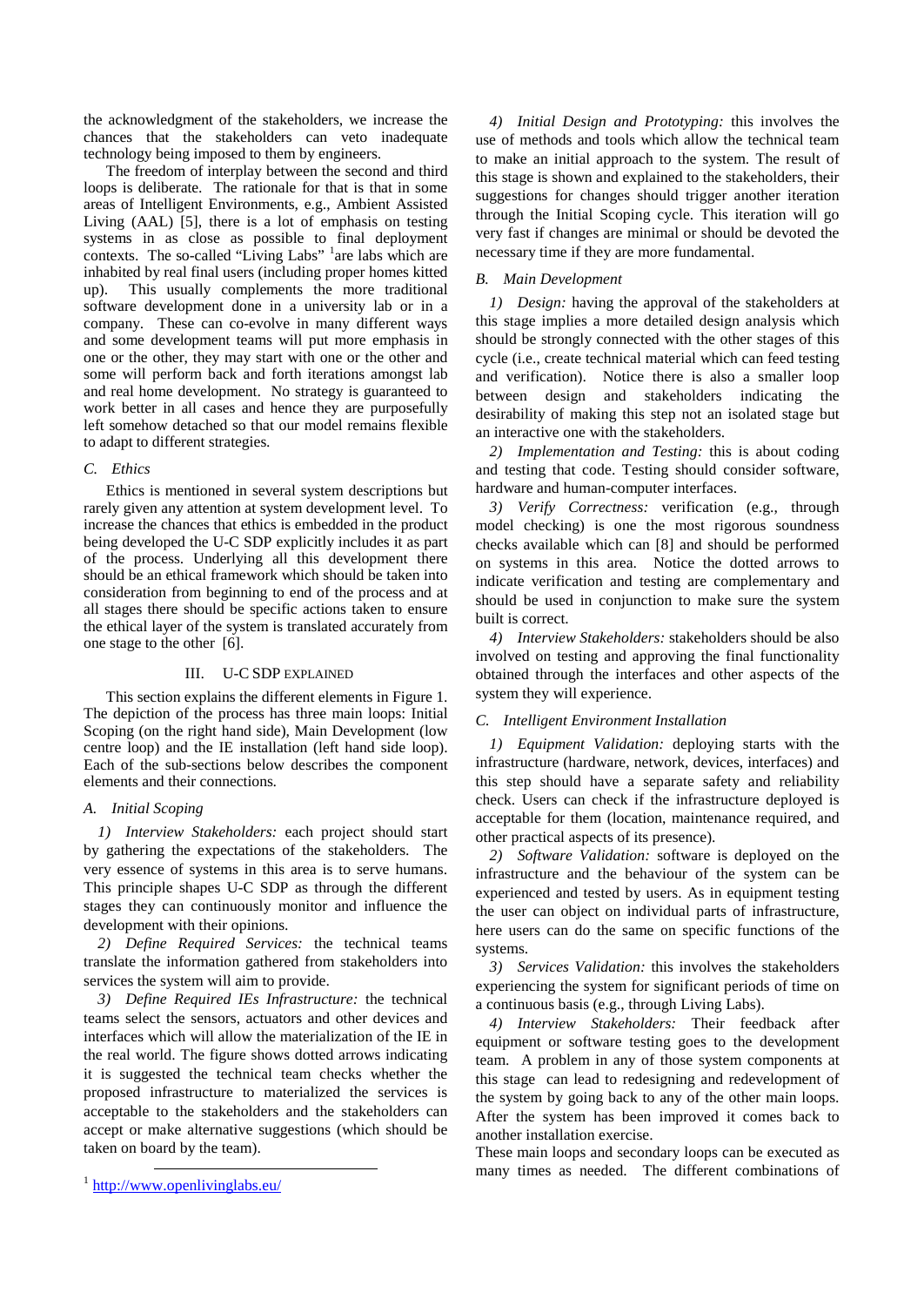the acknowledgment of the stakeholders, we increase the chances that the stakeholders can veto inadequate technology being imposed to them by engineers.

The freedom of interplay between the second and third loops is deliberate. The rationale for that is that in some areas of Intelligent Environments, e.g., Ambient Assisted Living (AAL) [5], there is a lot of emphasis on testing systems in as close as possible to final deployment contexts. The so-called "Living Labs" [1]are labs which are inhabited by real final users (including proper homes kitted up). This usually complements the more traditional software development done in a university lab or in a company. These can co-evolve in many different ways and some development teams will put more emphasis in one or the other, they may start with one or the other and some will perform back and forth iterations amongst lab and real home development. No strategy is guaranteed to work better in all cases and hence they are purposefully left somehow detached so that our model remains flexible to adapt to different strategies.

### C. Ethics

Ethics is mentioned in several system descriptions but rarely given any attention at system development level. To increase the chances that ethics is embedded in the product being developed the U-C SDP explicitly includes it as part of the process. Underlying all this development there should be an ethical framework which should be taken into consideration from beginning to end of the process and at all stages there should be specific actions taken to ensure the ethical layer of the system is translated accurately from one stage to the other [6].

## III. U-C SDP EXPLAINED

This section explains the different elements in Figure 1. The depiction of the process has three main loops: Initial Scoping (on the right hand side), Main Development (low centre loop) and the IE installation (left hand side loop). Each of the sub-sections below describes the component elements and their connections.

### A. Initial Scoping

*1) Interview Stakeholders:* each project should start by gathering the expectations of the stakeholders. The very essence of systems in this area is to serve humans. This principle shapes U-C SDP as through the different stages they can continuously monitor and influence the development with their opinions.

*2) Define Required Services:* the technical teams translate the information gathered from stakeholders into services the system will aim to provide.

*3) Define Required IEs Infrastructure:* the technical teams select the sensors, actuators and other devices and interfaces which will allow the materialization of the IE in the real world. The figure shows dotted arrows indicating it is suggested the technical team checks whether the proposed infrastructure to materialized the services is acceptable to the stakeholders and the stakeholders can accept or make alternative suggestions (which should be taken on board by the team).

*4) Initial Design and Prototyping:* this involves the use of methods and tools which allow the technical team to make an initial approach to the system. The result of this stage is shown and explained to the stakeholders, their suggestions for changes should trigger another iteration through the Initial Scoping cycle. This iteration will go very fast if changes are minimal or should be devoted the necessary time if they are more fundamental.

### B. Main Development

*1) Design:* having the approval of the stakeholders at this stage implies a more detailed design analysis which should be strongly connected with the other stages of this cycle (i.e., create technical material which can feed testing and verification). Notice there is also a smaller loop between design and stakeholders indicating the desirability of making this step not an isolated stage but an interactive one with the stakeholders.

*2) Implementation and Testing:* this is about coding and testing that code. Testing should consider software, hardware and human-computer interfaces.

*3) Verify Correctness:* verification (e.g., through model checking) is one the most rigorous soundness checks available which can [8] and should be performed on systems in this area. Notice the dotted arrows to indicate verification and testing are complementary and should be used in conjunction to make sure the system built is correct.

*4) Interview Stakeholders:* stakeholders should be also involved on testing and approving the final functionality obtained through the interfaces and other aspects of the system they will experience.

### C. Intelligent Environment Installation

*1) Equipment Validation:* deploying starts with the infrastructure (hardware, network, devices, interfaces) and this step should have a separate safety and reliability check. Users can check if the infrastructure deployed is acceptable for them (location, maintenance required, and other practical aspects of its presence).

*2) Software Validation:* software is deployed on the infrastructure and the behaviour of the system can be experienced and tested by users. As in equipment testing the user can object on individual parts of infrastructure, here users can do the same on specific functions of the systems.

*3) Services Validation:* this involves the stakeholders experiencing the system for significant periods of time on a continuous basis (e.g., through Living Labs).

*4) Interview Stakeholders:* Their feedback after equipment or software testing goes to the development team. A problem in any of those system components at this stage can lead to redesigning and redevelopment of the system by going back to any of the other main loops. After the system has been improved it comes back to another installation exercise.

These main loops and secondary loops can be executed as many times as needed. The different combinations of

[1] http://www.openlivinglabs.eu/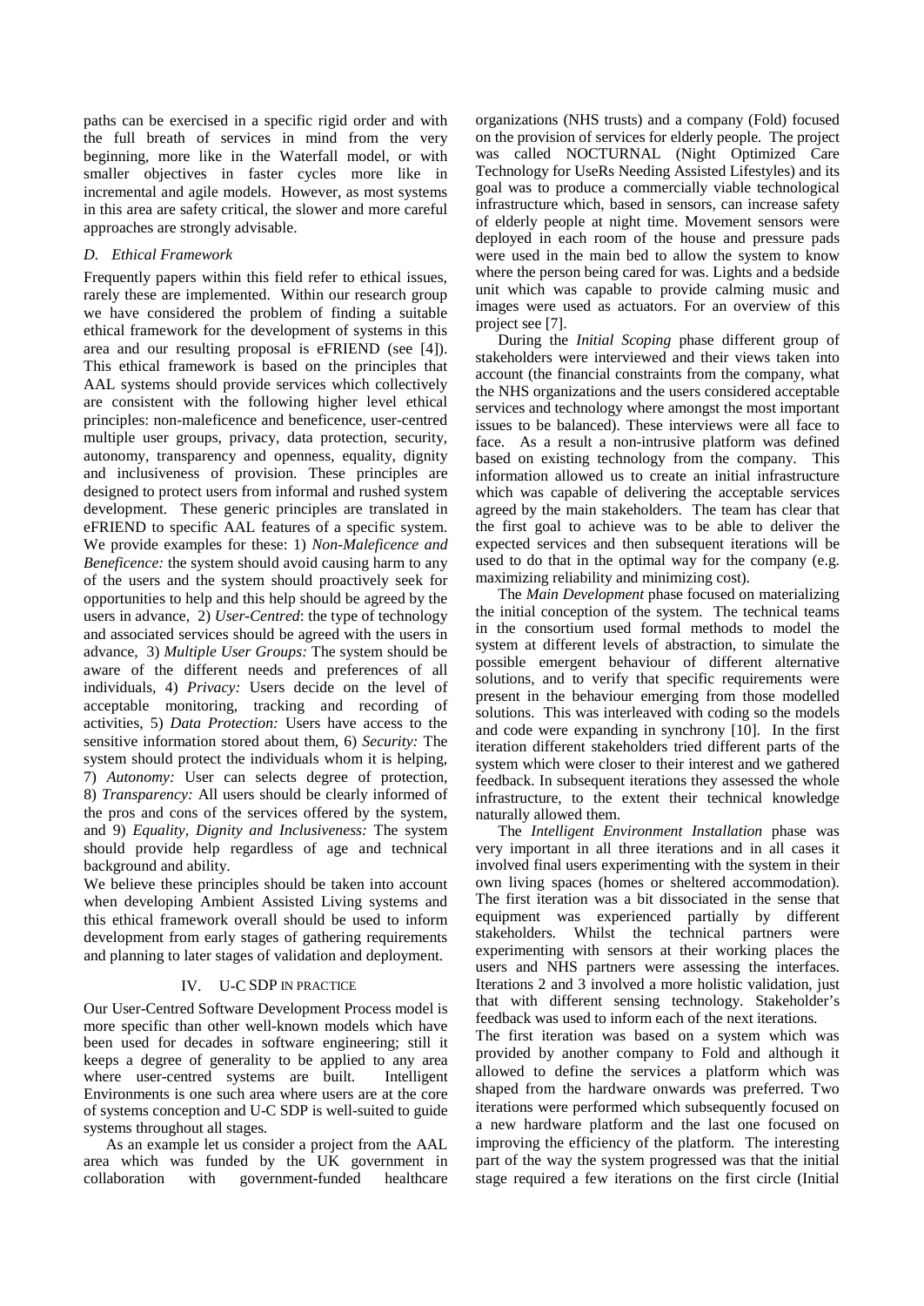paths can be exercised in a specific rigid order and with the full breath of services in mind from the very beginning, more like in the Waterfall model, or with smaller objectives in faster cycles more like in incremental and agile models. However, as most systems in this area are safety critical, the slower and more careful approaches are strongly advisable.

### *D. Ethical Framework*

Frequently papers within this field refer to ethical issues, rarely these are implemented. Within our research group we have considered the problem of finding a suitable ethical framework for the development of systems in this area and our resulting proposal is eFRIEND (see [4]). This ethical framework is based on the principles that AAL systems should provide services which collectively are consistent with the following higher level ethical principles: non-maleficence and beneficence, user-centred multiple user groups, privacy, data protection, security, autonomy, transparency and openness, equality, dignity and inclusiveness of provision. These principles are designed to protect users from informal and rushed system development. These generic principles are translated in eFRIEND to specific AAL features of a specific system. We provide examples for these: 1) *Non-Maleficence and Beneficence:* the system should avoid causing harm to any of the users and the system should proactively seek for opportunities to help and this help should be agreed by the users in advance, 2) *User-Centred*: the type of technology and associated services should be agreed with the users in advance, 3) *Multiple User Groups:* The system should be aware of the different needs and preferences of all individuals, 4) *Privacy:* Users decide on the level of acceptable monitoring, tracking and recording of activities, 5) *Data Protection:* Users have access to the sensitive information stored about them, 6) *Security:* The system should protect the individuals whom it is helping, 7) *Autonomy:* User can selects degree of protection, 8) *Transparency:* All users should be clearly informed of the pros and cons of the services offered by the system, and 9) *Equality, Dignity and Inclusiveness:* The system should provide help regardless of age and technical background and ability.

We believe these principles should be taken into account when developing Ambient Assisted Living systems and this ethical framework overall should be used to inform development from early stages of gathering requirements and planning to later stages of validation and deployment.

## IV. U-C SDP IN PRACTICE

Our User-Centred Software Development Process model is more specific than other well-known models which have been used for decades in software engineering; still it keeps a degree of generality to be applied to any area where user-centred systems are built. Intelligent Environments is one such area where users are at the core of systems conception and U-C SDP is well-suited to guide systems throughout all stages.

As an example let us consider a project from the AAL area which was funded by the UK government in collaboration with government-funded healthcare organizations (NHS trusts) and a company (Fold) focused on the provision of services for elderly people. The project was called NOCTURNAL (Night Optimized Care Technology for UseRs Needing Assisted Lifestyles) and its goal was to produce a commercially viable technological infrastructure which, based in sensors, can increase safety of elderly people at night time. Movement sensors were deployed in each room of the house and pressure pads were used in the main bed to allow the system to know where the person being cared for was. Lights and a bedside unit which was capable to provide calming music and images were used as actuators. For an overview of this project see [7].

During the *Initial Scoping* phase different group of stakeholders were interviewed and their views taken into account (the financial constraints from the company, what the NHS organizations and the users considered acceptable services and technology where amongst the most important issues to be balanced). These interviews were all face to face. As a result a non-intrusive platform was defined based on existing technology from the company. This information allowed us to create an initial infrastructure which was capable of delivering the acceptable services agreed by the main stakeholders. The team has clear that the first goal to achieve was to be able to deliver the expected services and then subsequent iterations will be used to do that in the optimal way for the company (e.g. maximizing reliability and minimizing cost).

The *Main Development* phase focused on materializing the initial conception of the system. The technical teams in the consortium used formal methods to model the system at different levels of abstraction, to simulate the possible emergent behaviour of different alternative solutions, and to verify that specific requirements were present in the behaviour emerging from those modelled solutions. This was interleaved with coding so the models and code were expanding in synchrony [10]. In the first iteration different stakeholders tried different parts of the system which were closer to their interest and we gathered feedback. In subsequent iterations they assessed the whole infrastructure, to the extent their technical knowledge naturally allowed them.

The *Intelligent Environment Installation* phase was very important in all three iterations and in all cases it involved final users experimenting with the system in their own living spaces (homes or sheltered accommodation). The first iteration was a bit dissociated in the sense that equipment was experienced partially by different stakeholders. Whilst the technical partners were experimenting with sensors at their working places the users and NHS partners were assessing the interfaces. Iterations 2 and 3 involved a more holistic validation, just that with different sensing technology. Stakeholder's feedback was used to inform each of the next iterations.

The first iteration was based on a system which was provided by another company to Fold and although it allowed to define the services a platform which was shaped from the hardware onwards was preferred. Two iterations were performed which subsequently focused on a new hardware platform and the last one focused on improving the efficiency of the platform. The interesting part of the way the system progressed was that the initial stage required a few iterations on the first circle (Initial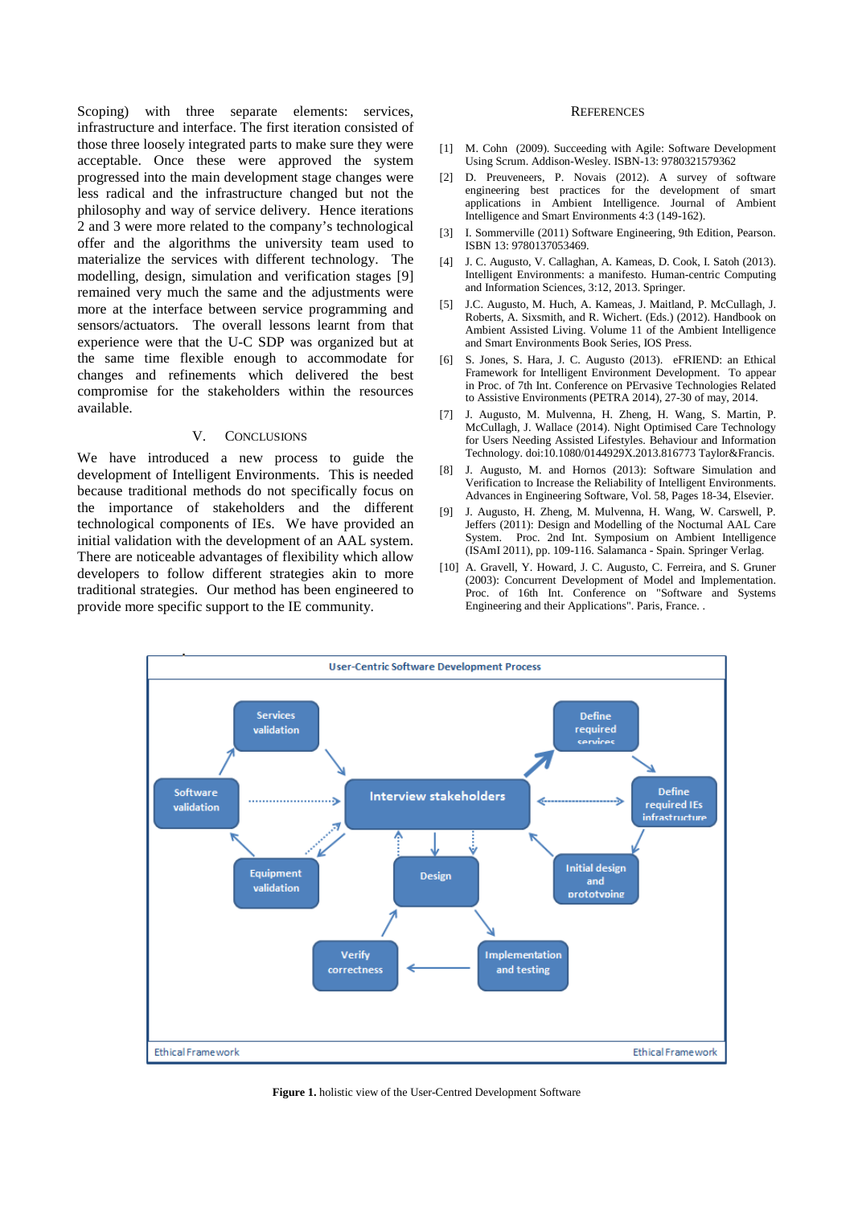Scoping) with three separate elements: services, infrastructure and interface. The first iteration consisted of those three loosely integrated parts to make sure they were acceptable. Once these were approved the system progressed into the main development stage changes were less radical and the infrastructure changed but not the philosophy and way of service delivery. Hence iterations 2 and 3 were more related to the company's technological offer and the algorithms the university team used to materialize the services with different technology. The modelling, design, simulation and verification stages [9] remained very much the same and the adjustments were more at the interface between service programming and sensors/actuators. The overall lessons learnt from that experience were that the U-C SDP was organized but at the same time flexible enough to accommodate for changes and refinements which delivered the best compromise for the stakeholders within the resources available.

## V. CONCLUSIONS

We have introduced a new process to guide the development of Intelligent Environments. This is needed because traditional methods do not specifically focus on the importance of stakeholders and the different technological components of IEs. We have provided an initial validation with the development of an AAL system. There are noticeable advantages of flexibility which allow developers to follow different strategies akin to more traditional strategies. Our method has been engineered to provide more specific support to the IE community.

## REFERENCES

[1] M. Cohn (2009). Succeeding with Agile: Software Development Using Scrum. Addison-Wesley. ISBN-13: 9780321579362

[2] D. Preuveneers, P. Novais (2012). A survey of software engineering best practices for the development of smart applications in Ambient Intelligence. Journal of Ambient Intelligence and Smart Environments 4:3 (149-162).

[3] I. Sommerville (2011) Software Engineering, 9th Edition, Pearson. ISBN 13: 9780137053469.

[4] J. C. Augusto, V. Callaghan, A. Kameas, D. Cook, I. Satoh (2013). Intelligent Environments: a manifesto. Human-centric Computing and Information Sciences, 3:12, 2013. Springer.

[5] J.C. Augusto, M. Huch, A. Kameas, J. Maitland, P. McCullagh, J. Roberts, A. Sixsmith, and R. Wichert. (Eds.) (2012). Handbook on Ambient Assisted Living. Volume 11 of the Ambient Intelligence and Smart Environments Book Series, IOS Press.

[6] S. Jones, S. Hara, J. C. Augusto (2013). eFRIEND: an Ethical Framework for Intelligent Environment Development. To appear in Proc. of 7th Int. Conference on PErvasive Technologies Related to Assistive Environments (PETRA 2014), 27-30 of may, 2014.

[7] J. Augusto, M. Mulvenna, H. Zheng, H. Wang, S. Martin, P. McCullagh, J. Wallace (2014). Night Optimised Care Technology for Users Needing Assisted Lifestyles. Behaviour and Information Technology. doi:10.1080/0144929X.2013.816773 Taylor&Francis.

[8] J. Augusto, M. and Hornos (2013): Software Simulation and Verification to Increase the Reliability of Intelligent Environments. Advances in Engineering Software, Vol. 58, Pages 18-34, Elsevier.

[9] J. Augusto, H. Zheng, M. Mulvenna, H. Wang, W. Carswell, P. Jeffers (2011): Design and Modelling of the Nocturnal AAL Care System. Proc. 2nd Int. Symposium on Ambient Intelligence (ISAmI 2011), pp. 109-116. Salamanca - Spain. Springer Verlag.

[10] A. Gravell, Y. Howard, J. C. Augusto, C. Ferreira, and S. Gruner (2003): Concurrent Development of Model and Implementation. Proc. of 16th Int. Conference on "Software and Systems Engineering and their Applications". Paris, France. .

User-Centric Software Development Process

Services validation
Define required services
Software validation
Interview stakeholders
Define required IEs infrastructure
Equipment validation
Design
Initial design and prototyping
Verify correctness
Implementation and testing
Ethical Framework
Ethical Framework

**Figure 1.** holistic view of the User-Centred Development Software